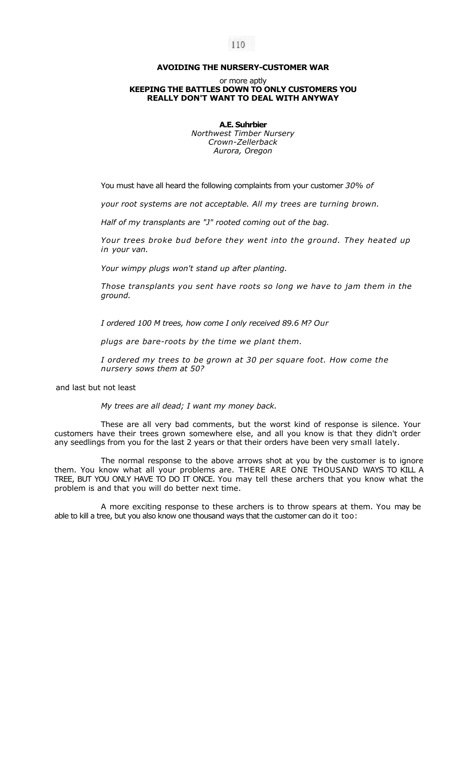# AVOIDING THE NURSERY-CUSTOMER WAR

or more aptly

**KEEPING THE BATTLES DOWN TO ONLY CUSTOMERS YOU REALLY DON'T WANT TO DEAL WITH ANYWAY**

**A.E. Suhrbier**
*Northwest Timber Nursery*
*Crown-Zellerback*
*Aurora, Oregon*

You must have all heard the following complaints from your customer *30% of your root systems are not acceptable. All my trees are turning brown.*

*Half of my transplants are "J" rooted coming out of the bag.*

*Your trees broke bud before they went into the ground. They heated up in your van.*

*Your wimpy plugs won't stand up after planting.*

*Those transplants you sent have roots so long we have to jam them in the ground.*

*I ordered 100 M trees, how come I only received 89.6 M? Our plugs are bare-roots by the time we plant them.*

*I ordered my trees to be grown at 30 per square foot. How come the nursery sows them at 50?*

and last but not least

*My trees are all dead; I want my money back.*

These are all very bad comments, but the worst kind of response is silence. Your customers have their trees grown somewhere else, and all you know is that they didn't order any seedlings from you for the last 2 years or that their orders have been very small lately.

The normal response to the above arrows shot at you by the customer is to ignore them. You know what all your problems are. THERE ARE ONE THOUSAND WAYS TO KILL A TREE, BUT YOU ONLY HAVE TO DO IT ONCE. You may tell these archers that you know what the problem is and that you will do better next time.

A more exciting response to these archers is to throw spears at them. You may be able to kill a tree, but you also know one thousand ways that the customer can do it too: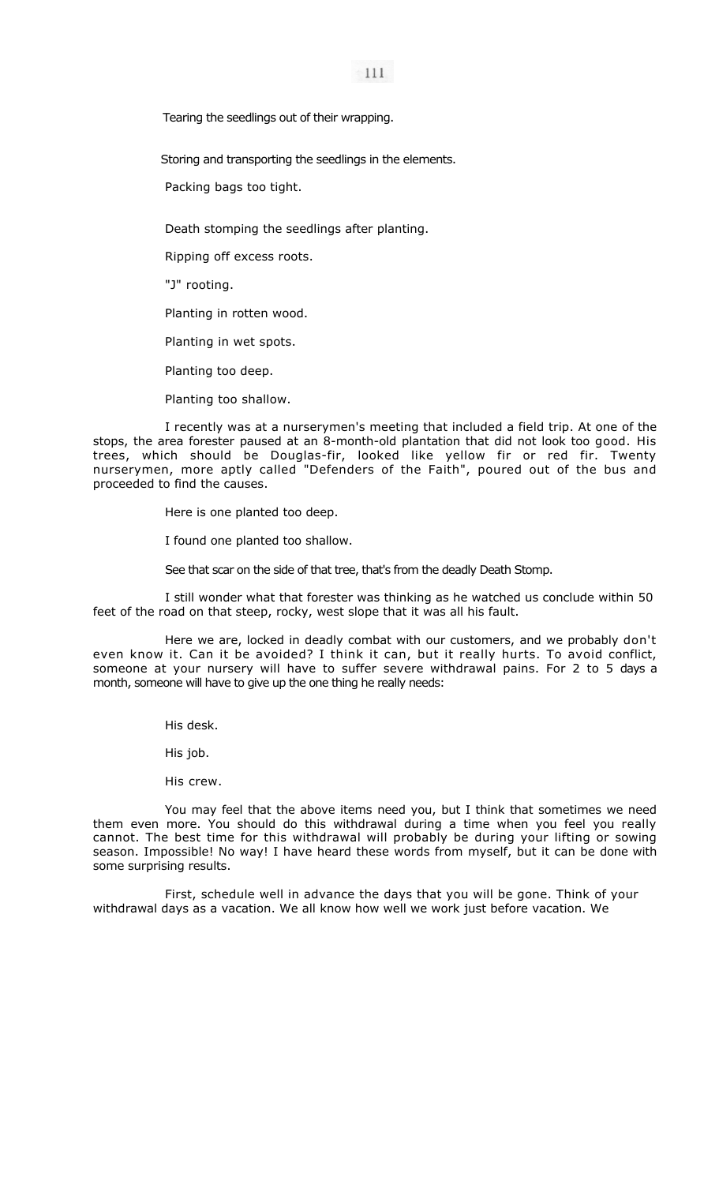Tearing the seedlings out of their wrapping.

Storing and transporting the seedlings in the elements.

Packing bags too tight.

Death stomping the seedlings after planting.

Ripping off excess roots.

"J" rooting.

Planting in rotten wood.

Planting in wet spots.

Planting too deep.

Planting too shallow.

I recently was at a nurserymen's meeting that included a field trip. At one of the stops, the area forester paused at an 8-month-old plantation that did not look too good. His trees, which should be Douglas-fir, looked like yellow fir or red fir. Twenty nurserymen, more aptly called "Defenders of the Faith", poured out of the bus and proceeded to find the causes.

Here is one planted too deep.

I found one planted too shallow.

See that scar on the side of that tree, that's from the deadly Death Stomp.

I still wonder what that forester was thinking as he watched us conclude within 50 feet of the road on that steep, rocky, west slope that it was all his fault.

Here we are, locked in deadly combat with our customers, and we probably don't even know it. Can it be avoided? I think it can, but it really hurts. To avoid conflict, someone at your nursery will have to suffer severe withdrawal pains. For 2 to 5 days a month, someone will have to give up the one thing he really needs:

His desk.

His job.

His crew.

You may feel that the above items need you, but I think that sometimes we need them even more. You should do this withdrawal during a time when you feel you really cannot. The best time for this withdrawal will probably be during your lifting or sowing season. Impossible! No way! I have heard these words from myself, but it can be done with some surprising results.

First, schedule well in advance the days that you will be gone. Think of your withdrawal days as a vacation. We all know how well we work just before vacation. We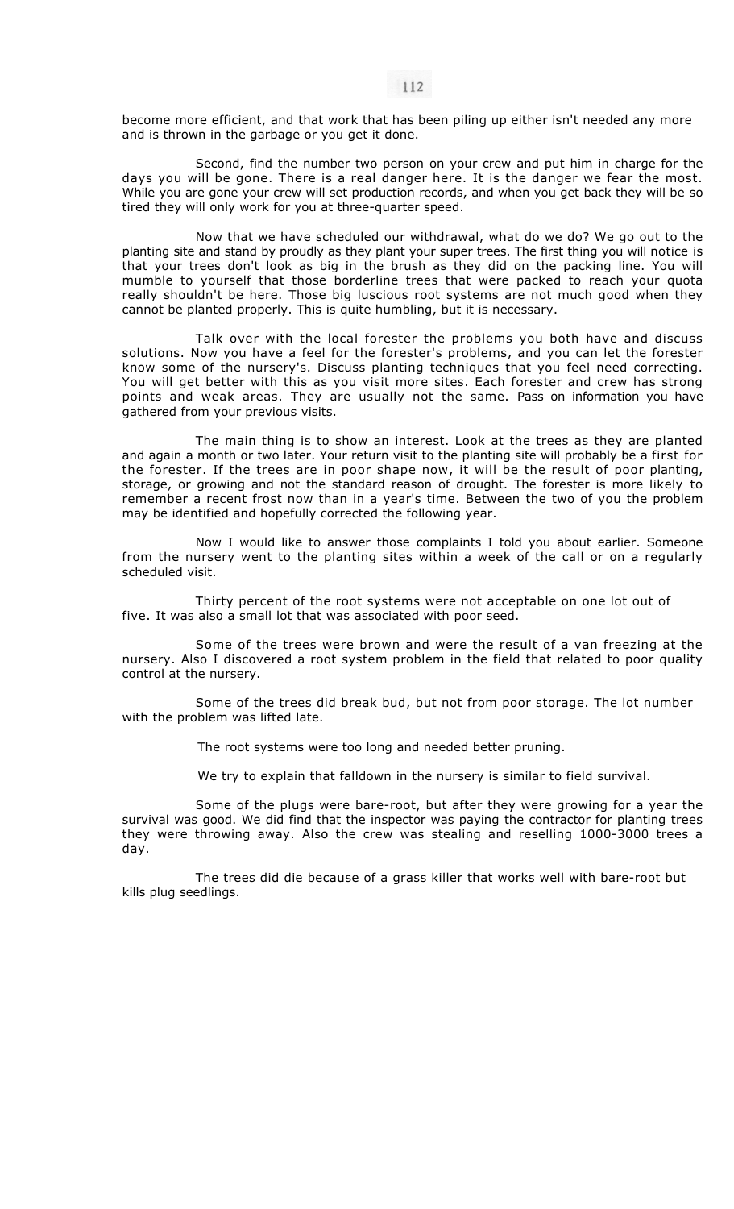become more efficient, and that work that has been piling up either isn't needed any more and is thrown in the garbage or you get it done.

Second, find the number two person on your crew and put him in charge for the days you will be gone. There is a real danger here. It is the danger we fear the most. While you are gone your crew will set production records, and when you get back they will be so tired they will only work for you at three-quarter speed.

Now that we have scheduled our withdrawal, what do we do? We go out to the planting site and stand by proudly as they plant your super trees. The first thing you will notice is that your trees don't look as big in the brush as they did on the packing line. You will mumble to yourself that those borderline trees that were packed to reach your quota really shouldn't be here. Those big luscious root systems are not much good when they cannot be planted properly. This is quite humbling, but it is necessary.

Talk over with the local forester the problems you both have and discuss solutions. Now you have a feel for the forester's problems, and you can let the forester know some of the nursery's. Discuss planting techniques that you feel need correcting. You will get better with this as you visit more sites. Each forester and crew has strong points and weak areas. They are usually not the same. Pass on information you have gathered from your previous visits.

The main thing is to show an interest. Look at the trees as they are planted and again a month or two later. Your return visit to the planting site will probably be a first for the forester. If the trees are in poor shape now, it will be the result of poor planting, storage, or growing and not the standard reason of drought. The forester is more likely to remember a recent frost now than in a year's time. Between the two of you the problem may be identified and hopefully corrected the following year.

Now I would like to answer those complaints I told you about earlier. Someone from the nursery went to the planting sites within a week of the call or on a regularly scheduled visit.

Thirty percent of the root systems were not acceptable on one lot out of five. It was also a small lot that was associated with poor seed.

Some of the trees were brown and were the result of a van freezing at the nursery. Also I discovered a root system problem in the field that related to poor quality control at the nursery.

Some of the trees did break bud, but not from poor storage. The lot number with the problem was lifted late.

The root systems were too long and needed better pruning.

We try to explain that falldown in the nursery is similar to field survival.

Some of the plugs were bare-root, but after they were growing for a year the survival was good. We did find that the inspector was paying the contractor for planting trees they were throwing away. Also the crew was stealing and reselling 1000-3000 trees a day.

The trees did die because of a grass killer that works well with bare-root but kills plug seedlings.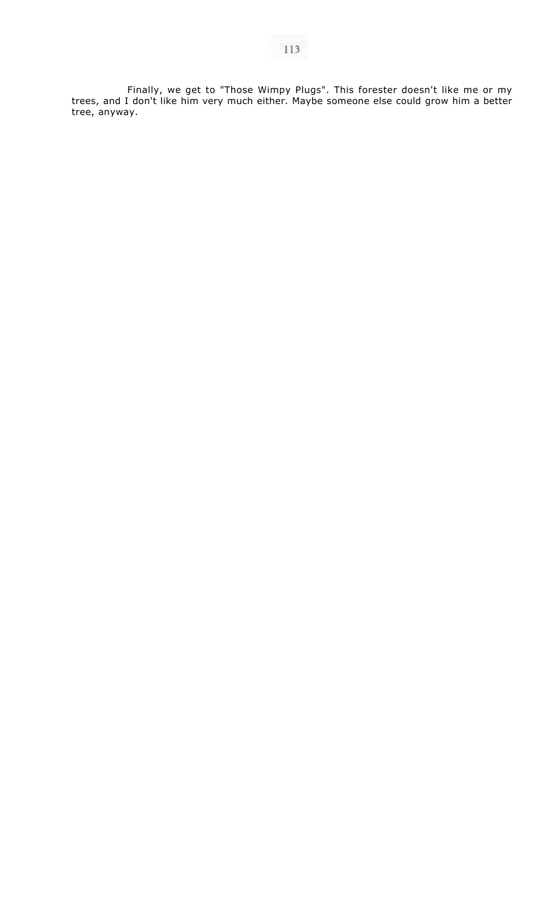Finally, we get to "Those Wimpy Plugs". This forester doesn't like me or my trees, and I don't like him very much either. Maybe someone else could grow him a better tree, anyway.